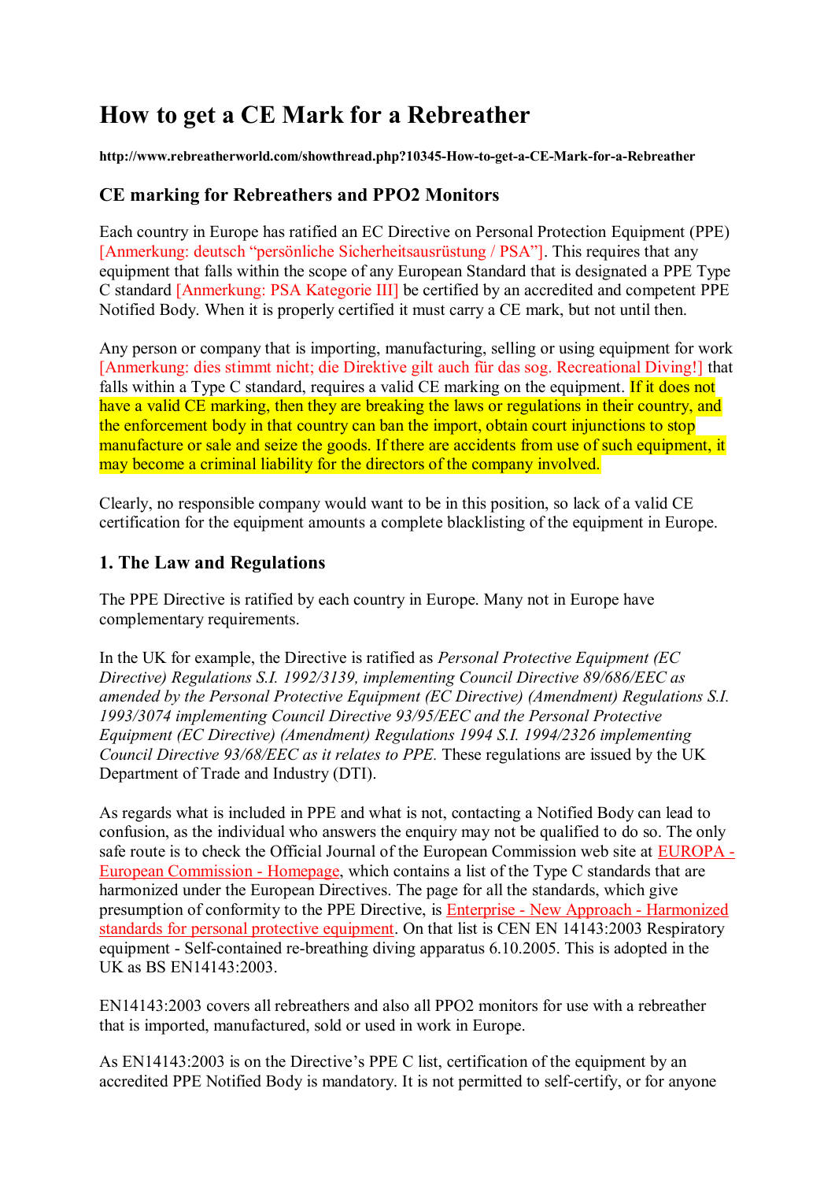# How to get a CE Mark for a Rebreather

**http://www.rebreatherworld.com/showthread.php?10345-How-to-get-a-CE-Mark-for-a-Rebreather**

## CE marking for Rebreathers and PPO2 Monitors

Each country in Europe has ratified an EC Directive on Personal Protection Equipment (PPE) [Anmerkung: deutsch "persönliche Sicherheitsausrüstung / PSA"]. This requires that any equipment that falls within the scope of any European Standard that is designated a PPE Type C standard [Anmerkung: PSA Kategorie III] be certified by an accredited and competent PPE Notified Body. When it is properly certified it must carry a CE mark, but not until then.

Any person or company that is importing, manufacturing, selling or using equipment for work [Anmerkung: dies stimmt nicht; die Direktive gilt auch für das sog. Recreational Diving!] that falls within a Type C standard, requires a valid CE marking on the equipment. If it does not have a valid CE marking, then they are breaking the laws or regulations in their country, and the enforcement body in that country can ban the import, obtain court injunctions to stop manufacture or sale and seize the goods. If there are accidents from use of such equipment, it may become a criminal liability for the directors of the company involved.

Clearly, no responsible company would want to be in this position, so lack of a valid CE certification for the equipment amounts a complete blacklisting of the equipment in Europe.

## 1. The Law and Regulations

The PPE Directive is ratified by each country in Europe. Many not in Europe have complementary requirements.

In the UK for example, the Directive is ratified as *Personal Protective Equipment (EC Directive) Regulations S.I. 1992/3139, implementing Council Directive 89/686/EEC as amended by the Personal Protective Equipment (EC Directive) (Amendment) Regulations S.I. 1993/3074 implementing Council Directive 93/95/EEC and the Personal Protective Equipment (EC Directive) (Amendment) Regulations 1994 S.I. 1994/2326 implementing Council Directive 93/68/EEC as it relates to PPE.* These regulations are issued by the UK Department of Trade and Industry (DTI).

As regards what is included in PPE and what is not, contacting a Notified Body can lead to confusion, as the individual who answers the enquiry may not be qualified to do so. The only safe route is to check the Official Journal of the European Commission web site at EUROPA - European Commission - Homepage, which contains a list of the Type C standards that are harmonized under the European Directives. The page for all the standards, which give presumption of conformity to the PPE Directive, is Enterprise - New Approach - Harmonized standards for personal protective equipment. On that list is CEN EN 14143:2003 Respiratory equipment - Self-contained re-breathing diving apparatus 6.10.2005. This is adopted in the UK as BS EN14143:2003.

EN14143:2003 covers all rebreathers and also all PPO2 monitors for use with a rebreather that is imported, manufactured, sold or used in work in Europe.

As EN14143:2003 is on the Directive's PPE C list, certification of the equipment by an accredited PPE Notified Body is mandatory. It is not permitted to self-certify, or for anyone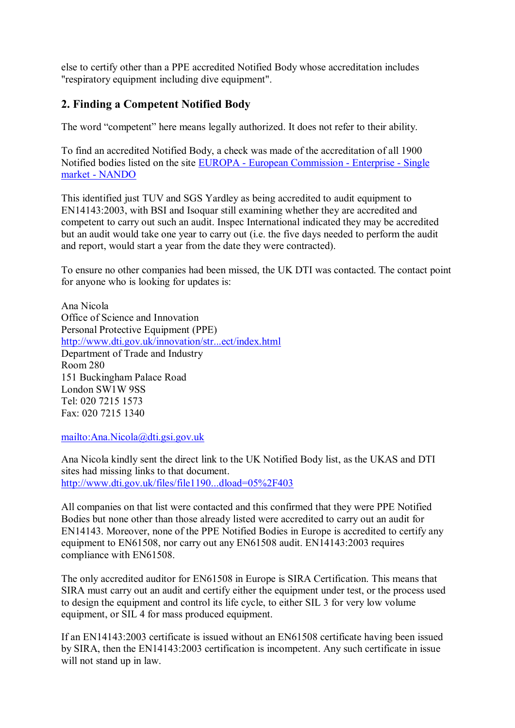else to certify other than a PPE accredited Notified Body whose accreditation includes "respiratory equipment including dive equipment".

## 2. Finding a Competent Notified Body

The word "competent" here means legally authorized. It does not refer to their ability.

To find an accredited Notified Body, a check was made of the accreditation of all 1900 Notified bodies listed on the site [EUROPA - European Commission - Enterprise - Single market - NANDO]

This identified just TUV and SGS Yardley as being accredited to audit equipment to EN14143:2003, with BSI and Isoquar still examining whether they are accredited and competent to carry out such an audit. Inspec International indicated they may be accredited but an audit would take one year to carry out (i.e. the five days needed to perform the audit and report, would start a year from the date they were contracted).

To ensure no other companies had been missed, the UK DTI was contacted. The contact point for anyone who is looking for updates is:

Ana Nicola
Office of Science and Innovation
Personal Protective Equipment (PPE)
http://www.dti.gov.uk/innovation/str...ect/index.html
Department of Trade and Industry
Room 280
151 Buckingham Palace Road
London SW1W 9SS
Tel: 020 7215 1573
Fax: 020 7215 1340

mailto:Ana.Nicola@dti.gsi.gov.uk

Ana Nicola kindly sent the direct link to the UK Notified Body list, as the UKAS and DTI sites had missing links to that document.
http://www.dti.gov.uk/files/file1190...dload=05%2F403

All companies on that list were contacted and this confirmed that they were PPE Notified Bodies but none other than those already listed were accredited to carry out an audit for EN14143. Moreover, none of the PPE Notified Bodies in Europe is accredited to certify any equipment to EN61508, nor carry out any EN61508 audit. EN14143:2003 requires compliance with EN61508.

The only accredited auditor for EN61508 in Europe is SIRA Certification. This means that SIRA must carry out an audit and certify either the equipment under test, or the process used to design the equipment and control its life cycle, to either SIL 3 for very low volume equipment, or SIL 4 for mass produced equipment.

If an EN14143:2003 certificate is issued without an EN61508 certificate having been issued by SIRA, then the EN14143:2003 certification is incompetent. Any such certificate in issue will not stand up in law.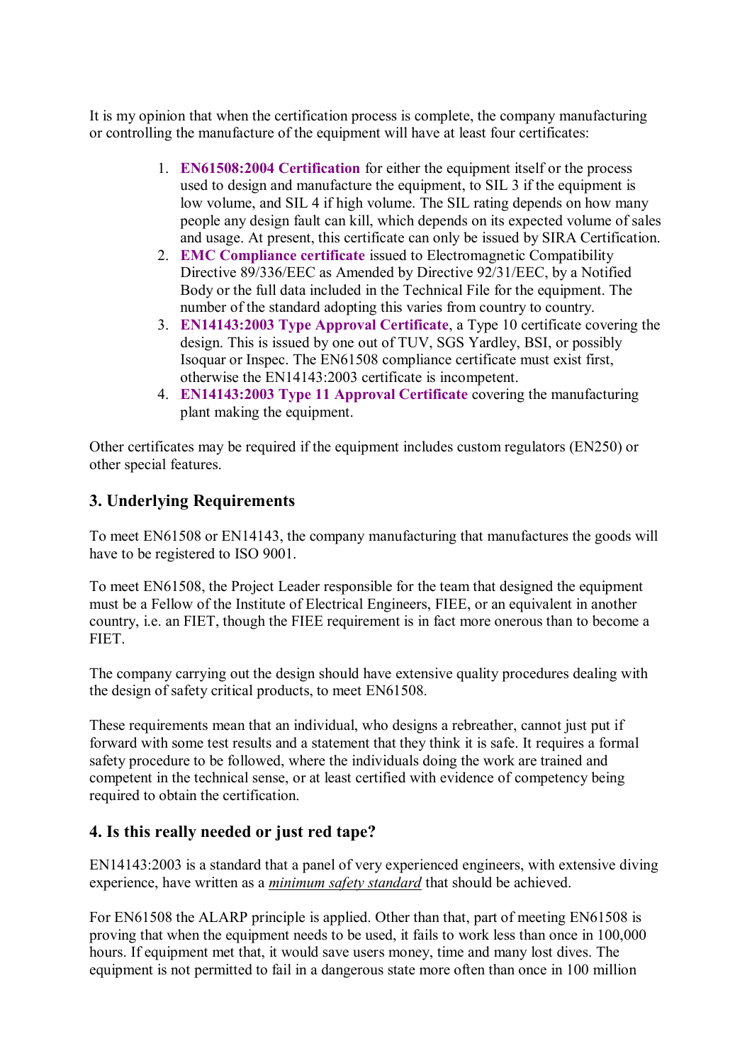It is my opinion that when the certification process is complete, the company manufacturing or controlling the manufacture of the equipment will have at least four certificates:

1. **EN61508:2004 Certification** for either the equipment itself or the process used to design and manufacture the equipment, to SIL 3 if the equipment is low volume, and SIL 4 if high volume. The SIL rating depends on how many people any design fault can kill, which depends on its expected volume of sales and usage. At present, this certificate can only be issued by SIRA Certification.
2. **EMC Compliance certificate** issued to Electromagnetic Compatibility Directive 89/336/EEC as Amended by Directive 92/31/EEC, by a Notified Body or the full data included in the Technical File for the equipment. The number of the standard adopting this varies from country to country.
3. **EN14143:2003 Type Approval Certificate**, a Type 10 certificate covering the design. This is issued by one out of TUV, SGS Yardley, BSI, or possibly Isoquar or Inspec. The EN61508 compliance certificate must exist first, otherwise the EN14143:2003 certificate is incompetent.
4. **EN14143:2003 Type 11 Approval Certificate** covering the manufacturing plant making the equipment.

Other certificates may be required if the equipment includes custom regulators (EN250) or other special features.

## 3. Underlying Requirements

To meet EN61508 or EN14143, the company manufacturing that manufactures the goods will have to be registered to ISO 9001.

To meet EN61508, the Project Leader responsible for the team that designed the equipment must be a Fellow of the Institute of Electrical Engineers, FIEE, or an equivalent in another country, i.e. an FIET, though the FIEE requirement is in fact more onerous than to become a FIET.

The company carrying out the design should have extensive quality procedures dealing with the design of safety critical products, to meet EN61508.

These requirements mean that an individual, who designs a rebreather, cannot just put if forward with some test results and a statement that they think it is safe. It requires a formal safety procedure to be followed, where the individuals doing the work are trained and competent in the technical sense, or at least certified with evidence of competency being required to obtain the certification.

## 4. Is this really needed or just red tape?

EN14143:2003 is a standard that a panel of very experienced engineers, with extensive diving experience, have written as a *minimum safety standard* that should be achieved.

For EN61508 the ALARP principle is applied. Other than that, part of meeting EN61508 is proving that when the equipment needs to be used, it fails to work less than once in 100,000 hours. If equipment met that, it would save users money, time and many lost dives. The equipment is not permitted to fail in a dangerous state more often than once in 100 million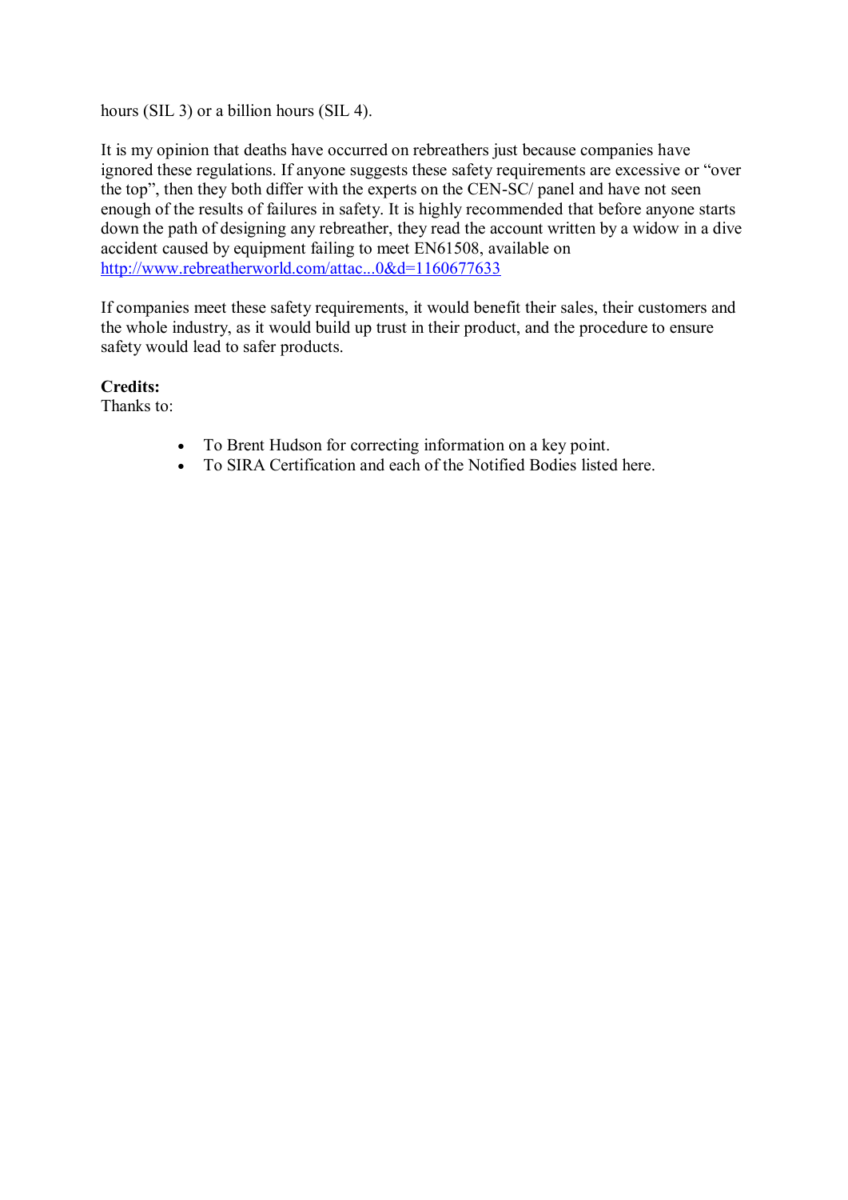hours (SIL 3) or a billion hours (SIL 4).

It is my opinion that deaths have occurred on rebreathers just because companies have ignored these regulations. If anyone suggests these safety requirements are excessive or "over the top", then they both differ with the experts on the CEN-SC/ panel and have not seen enough of the results of failures in safety. It is highly recommended that before anyone starts down the path of designing any rebreather, they read the account written by a widow in a dive accident caused by equipment failing to meet EN61508, available on [http://www.rebreatherworld.com/attac...0&d=1160677633](http://www.rebreatherworld.com/attac...0&d=1160677633)

If companies meet these safety requirements, it would benefit their sales, their customers and the whole industry, as it would build up trust in their product, and the procedure to ensure safety would lead to safer products.

**Credits:**
Thanks to:

- To Brent Hudson for correcting information on a key point.
- To SIRA Certification and each of the Notified Bodies listed here.